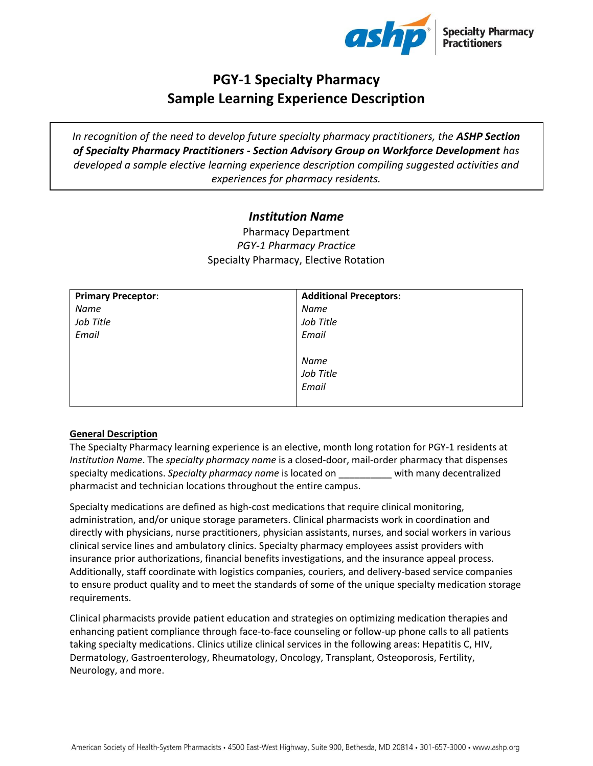# PGY-1 Specialty Pharmacy
# Sample Learning Experience Description

*In recognition of the need to develop future specialty pharmacy practitioners, the **ASHP Section of Specialty Pharmacy Practitioners - Section Advisory Group on Workforce Development** has developed a sample elective learning experience description compiling suggested activities and experiences for pharmacy residents.*

## *Institution Name*

Pharmacy Department
*PGY-1 Pharmacy Practice*
Specialty Pharmacy, Elective Rotation

| **Primary Preceptor**: | **Additional Preceptors**: |
|---|---|
| *Name*<br>*Job Title*<br>*Email* | *Name*<br>*Job Title*<br>*Email*<br><br>*Name*<br>*Job Title*<br>*Email* |

**General Description**

The Specialty Pharmacy learning experience is an elective, month long rotation for PGY-1 residents at *Institution Name*. The *specialty pharmacy name* is a closed-door, mail-order pharmacy that dispenses specialty medications. *Specialty pharmacy name* is located on __________ with many decentralized pharmacist and technician locations throughout the entire campus.

Specialty medications are defined as high-cost medications that require clinical monitoring, administration, and/or unique storage parameters. Clinical pharmacists work in coordination and directly with physicians, nurse practitioners, physician assistants, nurses, and social workers in various clinical service lines and ambulatory clinics. Specialty pharmacy employees assist providers with insurance prior authorizations, financial benefits investigations, and the insurance appeal process. Additionally, staff coordinate with logistics companies, couriers, and delivery-based service companies to ensure product quality and to meet the standards of some of the unique specialty medication storage requirements.

Clinical pharmacists provide patient education and strategies on optimizing medication therapies and enhancing patient compliance through face-to-face counseling or follow-up phone calls to all patients taking specialty medications. Clinics utilize clinical services in the following areas: Hepatitis C, HIV, Dermatology, Gastroenterology, Rheumatology, Oncology, Transplant, Osteoporosis, Fertility, Neurology, and more.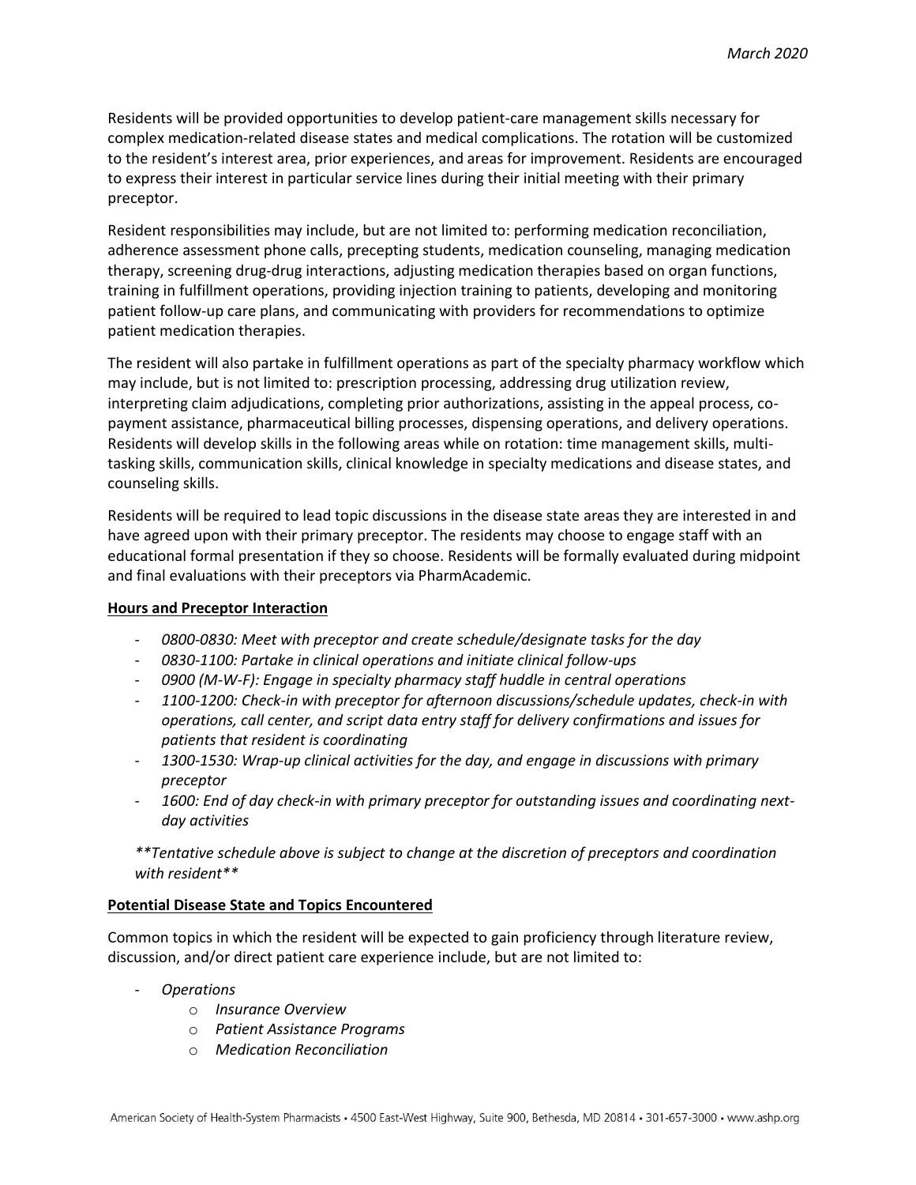Residents will be provided opportunities to develop patient-care management skills necessary for complex medication-related disease states and medical complications. The rotation will be customized to the resident's interest area, prior experiences, and areas for improvement. Residents are encouraged to express their interest in particular service lines during their initial meeting with their primary preceptor.

Resident responsibilities may include, but are not limited to: performing medication reconciliation, adherence assessment phone calls, precepting students, medication counseling, managing medication therapy, screening drug-drug interactions, adjusting medication therapies based on organ functions, training in fulfillment operations, providing injection training to patients, developing and monitoring patient follow-up care plans, and communicating with providers for recommendations to optimize patient medication therapies.

The resident will also partake in fulfillment operations as part of the specialty pharmacy workflow which may include, but is not limited to: prescription processing, addressing drug utilization review, interpreting claim adjudications, completing prior authorizations, assisting in the appeal process, co-payment assistance, pharmaceutical billing processes, dispensing operations, and delivery operations. Residents will develop skills in the following areas while on rotation: time management skills, multi-tasking skills, communication skills, clinical knowledge in specialty medications and disease states, and counseling skills.

Residents will be required to lead topic discussions in the disease state areas they are interested in and have agreed upon with their primary preceptor. The residents may choose to engage staff with an educational formal presentation if they so choose. Residents will be formally evaluated during midpoint and final evaluations with their preceptors via PharmAcademic.

**Hours and Preceptor Interaction**

- *0800-0830: Meet with preceptor and create schedule/designate tasks for the day*
- *0830-1100: Partake in clinical operations and initiate clinical follow-ups*
- *0900 (M-W-F): Engage in specialty pharmacy staff huddle in central operations*
- *1100-1200: Check-in with preceptor for afternoon discussions/schedule updates, check-in with operations, call center, and script data entry staff for delivery confirmations and issues for patients that resident is coordinating*
- *1300-1530: Wrap-up clinical activities for the day, and engage in discussions with primary preceptor*
- *1600: End of day check-in with primary preceptor for outstanding issues and coordinating next-day activities*

*\*\*Tentative schedule above is subject to change at the discretion of preceptors and coordination with resident\*\**

**Potential Disease State and Topics Encountered**

Common topics in which the resident will be expected to gain proficiency through literature review, discussion, and/or direct patient care experience include, but are not limited to:

- *Operations*
  - *Insurance Overview*
  - *Patient Assistance Programs*
  - *Medication Reconciliation*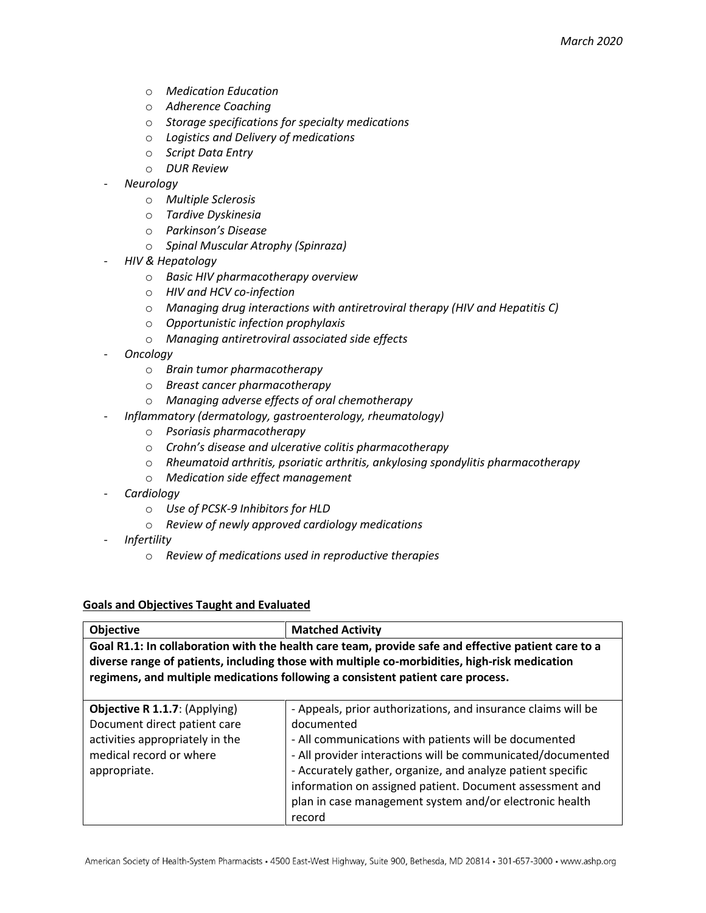- *Medication Education*
  - *Adherence Coaching*
  - *Storage specifications for specialty medications*
  - *Logistics and Delivery of medications*
  - *Script Data Entry*
  - *DUR Review*
- *Neurology*
  - *Multiple Sclerosis*
  - *Tardive Dyskinesia*
  - *Parkinson's Disease*
  - *Spinal Muscular Atrophy (Spinraza)*
- *HIV & Hepatology*
  - *Basic HIV pharmacotherapy overview*
  - *HIV and HCV co-infection*
  - *Managing drug interactions with antiretroviral therapy (HIV and Hepatitis C)*
  - *Opportunistic infection prophylaxis*
  - *Managing antiretroviral associated side effects*
- *Oncology*
  - *Brain tumor pharmacotherapy*
  - *Breast cancer pharmacotherapy*
  - *Managing adverse effects of oral chemotherapy*
- *Inflammatory (dermatology, gastroenterology, rheumatology)*
  - *Psoriasis pharmacotherapy*
  - *Crohn's disease and ulcerative colitis pharmacotherapy*
  - *Rheumatoid arthritis, psoriatic arthritis, ankylosing spondylitis pharmacotherapy*
  - *Medication side effect management*
- *Cardiology*
  - *Use of PCSK-9 Inhibitors for HLD*
  - *Review of newly approved cardiology medications*
- *Infertility*
  - *Review of medications used in reproductive therapies*

**Goals and Objectives Taught and Evaluated**

| Objective | Matched Activity |
|---|---|
| **Goal R1.1: In collaboration with the health care team, provide safe and effective patient care to a diverse range of patients, including those with multiple co-morbidities, high-risk medication regimens, and multiple medications following a consistent patient care process.** | |
| **Objective R 1.1.7**: (Applying) Document direct patient care activities appropriately in the medical record or where appropriate. | - Appeals, prior authorizations, and insurance claims will be documented<br>- All communications with patients will be documented<br>- All provider interactions will be communicated/documented<br>- Accurately gather, organize, and analyze patient specific information on assigned patient. Document assessment and plan in case management system and/or electronic health record |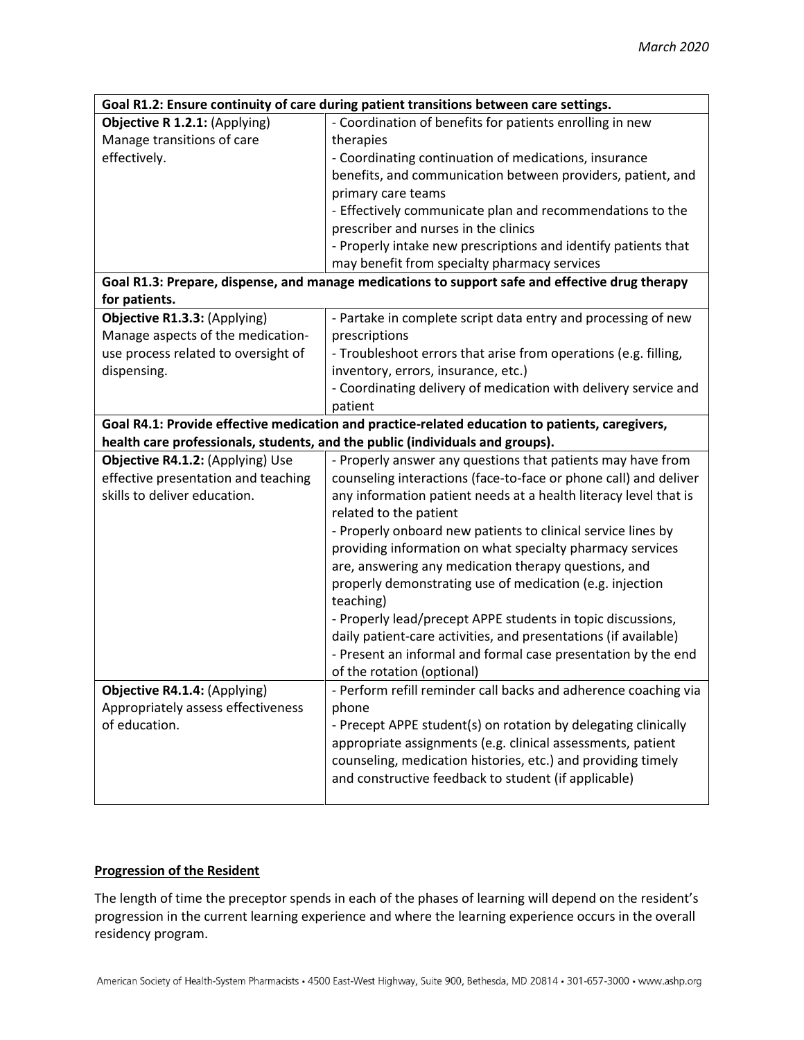| Goal R1.2: Ensure continuity of care during patient transitions between care settings. | |
|---|---|
| **Objective R 1.2.1:** (Applying) Manage transitions of care effectively. | - Coordination of benefits for patients enrolling in new therapies<br>- Coordinating continuation of medications, insurance benefits, and communication between providers, patient, and primary care teams<br>- Effectively communicate plan and recommendations to the prescriber and nurses in the clinics<br>- Properly intake new prescriptions and identify patients that may benefit from specialty pharmacy services |
| **Goal R1.3: Prepare, dispense, and manage medications to support safe and effective drug therapy for patients.** | |
| **Objective R1.3.3:** (Applying) Manage aspects of the medication-use process related to oversight of dispensing. | - Partake in complete script data entry and processing of new prescriptions<br>- Troubleshoot errors that arise from operations (e.g. filling, inventory, errors, insurance, etc.)<br>- Coordinating delivery of medication with delivery service and patient |
| **Goal R4.1: Provide effective medication and practice-related education to patients, caregivers, health care professionals, students, and the public (individuals and groups).** | |
| **Objective R4.1.2:** (Applying) Use effective presentation and teaching skills to deliver education. | - Properly answer any questions that patients may have from counseling interactions (face-to-face or phone call) and deliver any information patient needs at a health literacy level that is related to the patient<br>- Properly onboard new patients to clinical service lines by providing information on what specialty pharmacy services are, answering any medication therapy questions, and properly demonstrating use of medication (e.g. injection teaching)<br>- Properly lead/precept APPE students in topic discussions, daily patient-care activities, and presentations (if available)<br>- Present an informal and formal case presentation by the end of the rotation (optional) |
| **Objective R4.1.4:** (Applying) Appropriately assess effectiveness of education. | - Perform refill reminder call backs and adherence coaching via phone<br>- Precept APPE student(s) on rotation by delegating clinically appropriate assignments (e.g. clinical assessments, patient counseling, medication histories, etc.) and providing timely and constructive feedback to student (if applicable) |

## Progression of the Resident

The length of time the preceptor spends in each of the phases of learning will depend on the resident's progression in the current learning experience and where the learning experience occurs in the overall residency program.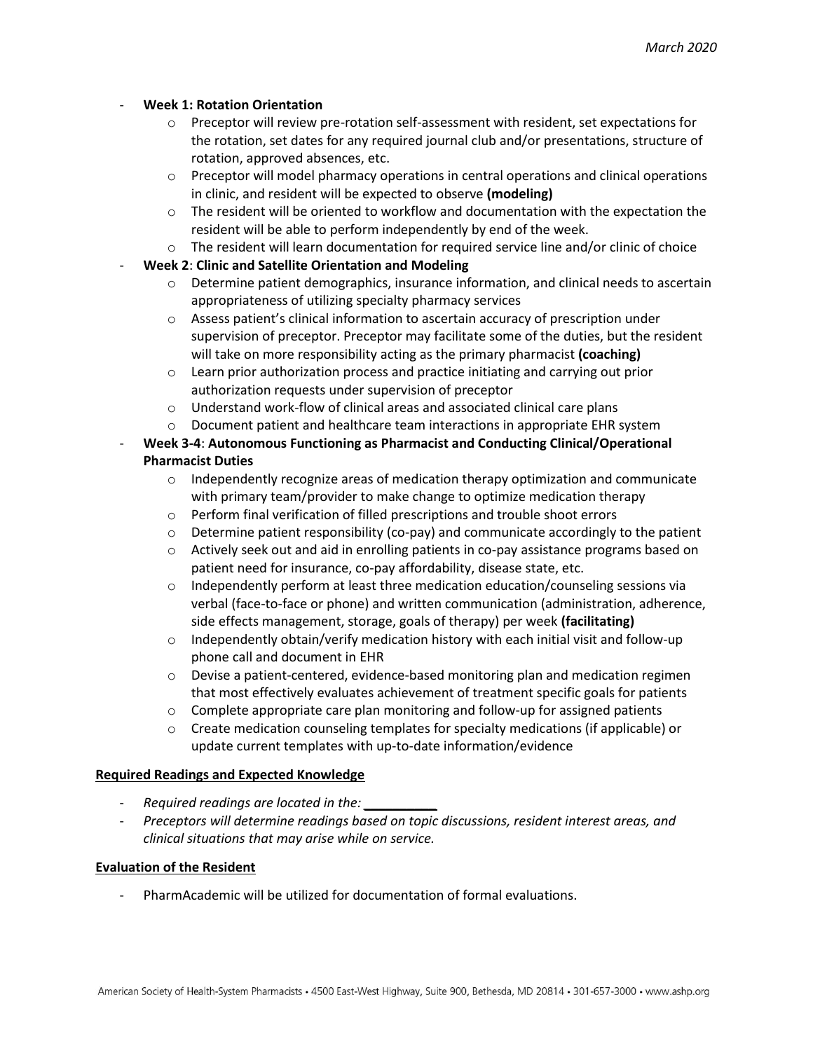- **Week 1: Rotation Orientation**
    - Preceptor will review pre-rotation self-assessment with resident, set expectations for the rotation, set dates for any required journal club and/or presentations, structure of rotation, approved absences, etc.
    - Preceptor will model pharmacy operations in central operations and clinical operations in clinic, and resident will be expected to observe **(modeling)**
    - The resident will be oriented to workflow and documentation with the expectation the resident will be able to perform independently by end of the week.
    - The resident will learn documentation for required service line and/or clinic of choice
- **Week 2**: **Clinic and Satellite Orientation and Modeling**
    - Determine patient demographics, insurance information, and clinical needs to ascertain appropriateness of utilizing specialty pharmacy services
    - Assess patient's clinical information to ascertain accuracy of prescription under supervision of preceptor. Preceptor may facilitate some of the duties, but the resident will take on more responsibility acting as the primary pharmacist **(coaching)**
    - Learn prior authorization process and practice initiating and carrying out prior authorization requests under supervision of preceptor
    - Understand work-flow of clinical areas and associated clinical care plans
    - Document patient and healthcare team interactions in appropriate EHR system
- **Week 3-4**: **Autonomous Functioning as Pharmacist and Conducting Clinical/Operational Pharmacist Duties**
    - Independently recognize areas of medication therapy optimization and communicate with primary team/provider to make change to optimize medication therapy
    - Perform final verification of filled prescriptions and trouble shoot errors
    - Determine patient responsibility (co-pay) and communicate accordingly to the patient
    - Actively seek out and aid in enrolling patients in co-pay assistance programs based on patient need for insurance, co-pay affordability, disease state, etc.
    - Independently perform at least three medication education/counseling sessions via verbal (face-to-face or phone) and written communication (administration, adherence, side effects management, storage, goals of therapy) per week **(facilitating)**
    - Independently obtain/verify medication history with each initial visit and follow-up phone call and document in EHR
    - Devise a patient-centered, evidence-based monitoring plan and medication regimen that most effectively evaluates achievement of treatment specific goals for patients
    - Complete appropriate care plan monitoring and follow-up for assigned patients
    - Create medication counseling templates for specialty medications (if applicable) or update current templates with up-to-date information/evidence

## Required Readings and Expected Knowledge

- *Required readings are located in the: __________*
- *Preceptors will determine readings based on topic discussions, resident interest areas, and clinical situations that may arise while on service.*

## Evaluation of the Resident

- PharmAcademic will be utilized for documentation of formal evaluations.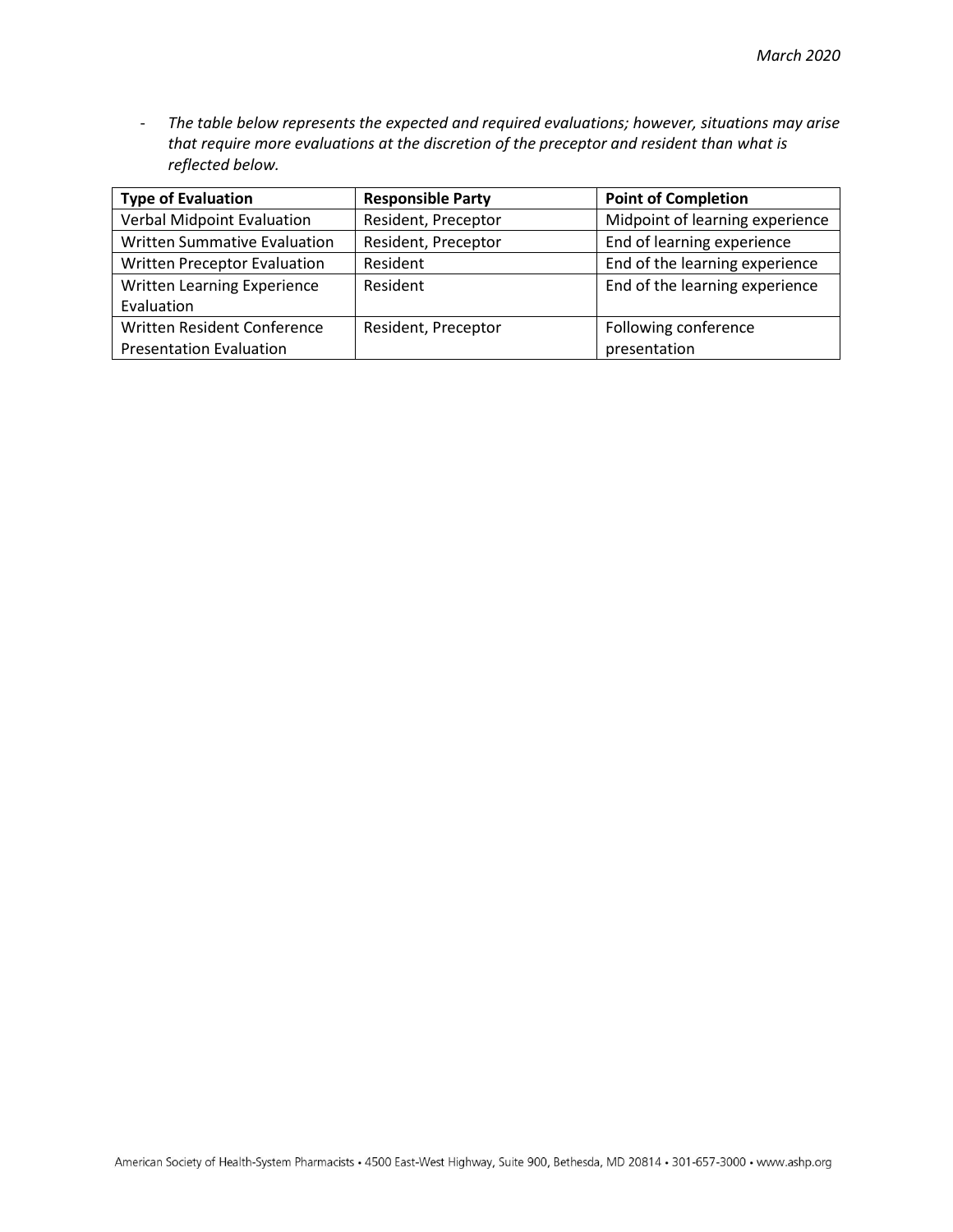- *The table below represents the expected and required evaluations; however, situations may arise that require more evaluations at the discretion of the preceptor and resident than what is reflected below.*

| Type of Evaluation | Responsible Party | Point of Completion |
| --- | --- | --- |
| Verbal Midpoint Evaluation | Resident, Preceptor | Midpoint of learning experience |
| Written Summative Evaluation | Resident, Preceptor | End of learning experience |
| Written Preceptor Evaluation | Resident | End of the learning experience |
| Written Learning Experience Evaluation | Resident | End of the learning experience |
| Written Resident Conference Presentation Evaluation | Resident, Preceptor | Following conference presentation |